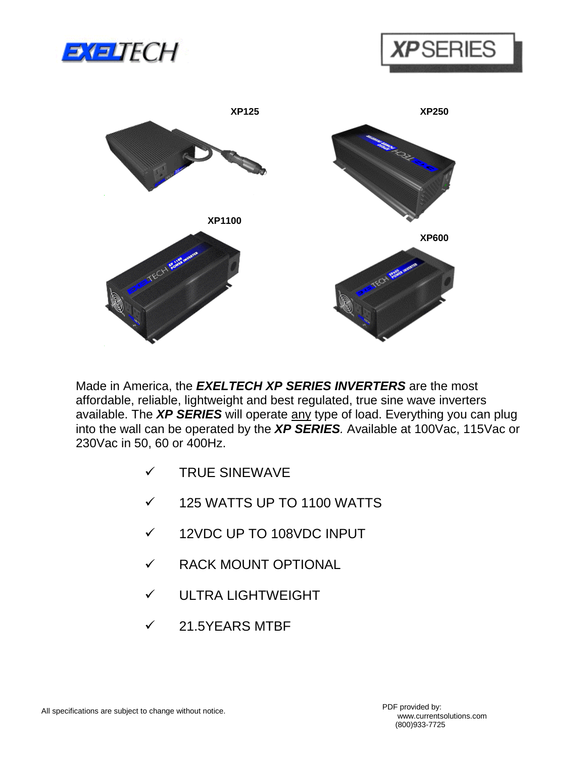# EXELTECH

## XP SERIES

XP125

XP250

XP1100

XP600

Made in America, the ***EXELTECH XP SERIES INVERTERS*** are the most affordable, reliable, lightweight and best regulated, true sine wave inverters available. The ***XP SERIES*** will operate <u>any</u> type of load. Everything you can plug into the wall can be operated by the ***XP SERIES***. Available at 100Vac, 115Vac or 230Vac in 50, 60 or 400Hz.

- ✓ TRUE SINEWAVE
- ✓ 125 WATTS UP TO 1100 WATTS
- ✓ 12VDC UP TO 108VDC INPUT
- ✓ RACK MOUNT OPTIONAL
- ✓ ULTRA LIGHTWEIGHT
- ✓ 21.5YEARS MTBF

All specifications are subject to change without notice.

PDF provided by:
www.currentsolutions.com
(800)933-7725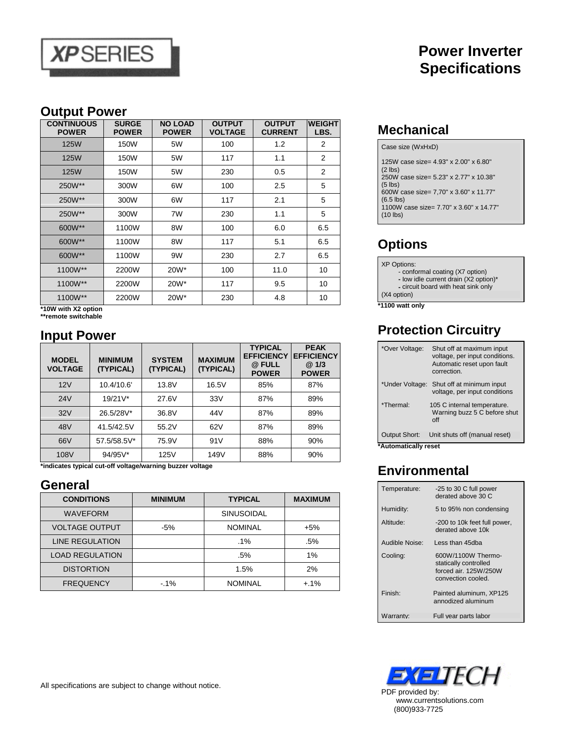# XP SERIES

# Power Inverter Specifications

## Output Power

| CONTINUOUS POWER | SURGE POWER | NO LOAD POWER | OUTPUT VOLTAGE | OUTPUT CURRENT | WEIGHT LBS. |
|---|---|---|---|---|---|
| 125W | 150W | 5W | 100 | 1.2 | 2 |
| 125W | 150W | 5W | 117 | 1.1 | 2 |
| 125W | 150W | 5W | 230 | 0.5 | 2 |
| 250W** | 300W | 6W | 100 | 2.5 | 5 |
| 250W** | 300W | 6W | 117 | 2.1 | 5 |
| 250W** | 300W | 7W | 230 | 1.1 | 5 |
| 600W** | 1100W | 8W | 100 | 6.0 | 6.5 |
| 600W** | 1100W | 8W | 117 | 5.1 | 6.5 |
| 600W** | 1100W | 9W | 230 | 2.7 | 6.5 |
| 1100W** | 2200W | 20W* | 100 | 11.0 | 10 |
| 1100W** | 2200W | 20W* | 117 | 9.5 | 10 |
| 1100W** | 2200W | 20W* | 230 | 4.8 | 10 |

**\*10W with X2 option**
**\*\*remote switchable**

## Input Power

| MODEL VOLTAGE | MINIMUM (TYPICAL) | SYSTEM (TYPICAL) | MAXIMUM (TYPICAL) | TYPICAL EFFICIENCY @ FULL POWER | PEAK EFFICIENCY @ 1/3 POWER |
|---|---|---|---|---|---|
| 12V | 10.4/10.6' | 13.8V | 16.5V | 85% | 87% |
| 24V | 19/21V* | 27.6V | 33V | 87% | 89% |
| 32V | 26.5/28V* | 36.8V | 44V | 87% | 89% |
| 48V | 41.5/42.5V | 55.2V | 62V | 87% | 89% |
| 66V | 57.5/58.5V* | 75.9V | 91V | 88% | 90% |
| 108V | 94/95V* | 125V | 149V | 88% | 90% |

**\*indicates typical cut-off voltage/warning buzzer voltage**

## General

| CONDITIONS | MINIMUM | TYPICAL | MAXIMUM |
|---|---|---|---|
| WAVEFORM | | SINUSOIDAL | |
| VOLTAGE OUTPUT | -5% | NOMINAL | +5% |
| LINE REGULATION | | .1% | .5% |
| LOAD REGULATION | | .5% | 1% |
| DISTORTION | | 1.5% | 2% |
| FREQUENCY | -.1% | NOMINAL | +.1% |

## Mechanical

Case size (WxHxD)

125W case size= 4.93" x 2.00" x 6.80" (2 lbs)
250W case size= 5.23" x 2.77" x 10.38" (5 lbs)
600W case size= 7,70" x 3.60" x 11.77" (6.5 lbs)
1100W case size= 7.70" x 3.60" x 14.77" (10 lbs)

## Options

XP Options:
- conformal coating (X7 option)
- low idle current drain (X2 option)*
- circuit board with heat sink only (X4 option)

**\*1100 watt only**

## Protection Circuitry

| | |
|---|---|
| *Over Voltage: | Shut off at maximum input voltage, per input conditions. Automatic reset upon fault correction. |
| *Under Voltage: | Shut off at minimum input voltage, per input conditions |
| *Thermal: | 105 C internal temperature. Warning buzz 5 C before shut off |
| Output Short: | Unit shuts off (manual reset) |

**\*Automatically reset**

## Environmental

| | |
|---|---|
| Temperature: | -25 to 30 C full power derated above 30 C |
| Humidity: | 5 to 95% non condensing |
| Altitude: | -200 to 10k feet full power, derated above 10k |
| Audible Noise: | Less than 45dba |
| Cooling: | 600W/1100W Thermo-statically controlled forced air. 125W/250W convection cooled. |
| Finish: | Painted aluminum, XP125 annodized aluminum |
| Warranty: | Full year parts labor |

All specifications are subject to change without notice.

EXELTECH

PDF provided by:
www.currentsolutions.com
(800)933-7725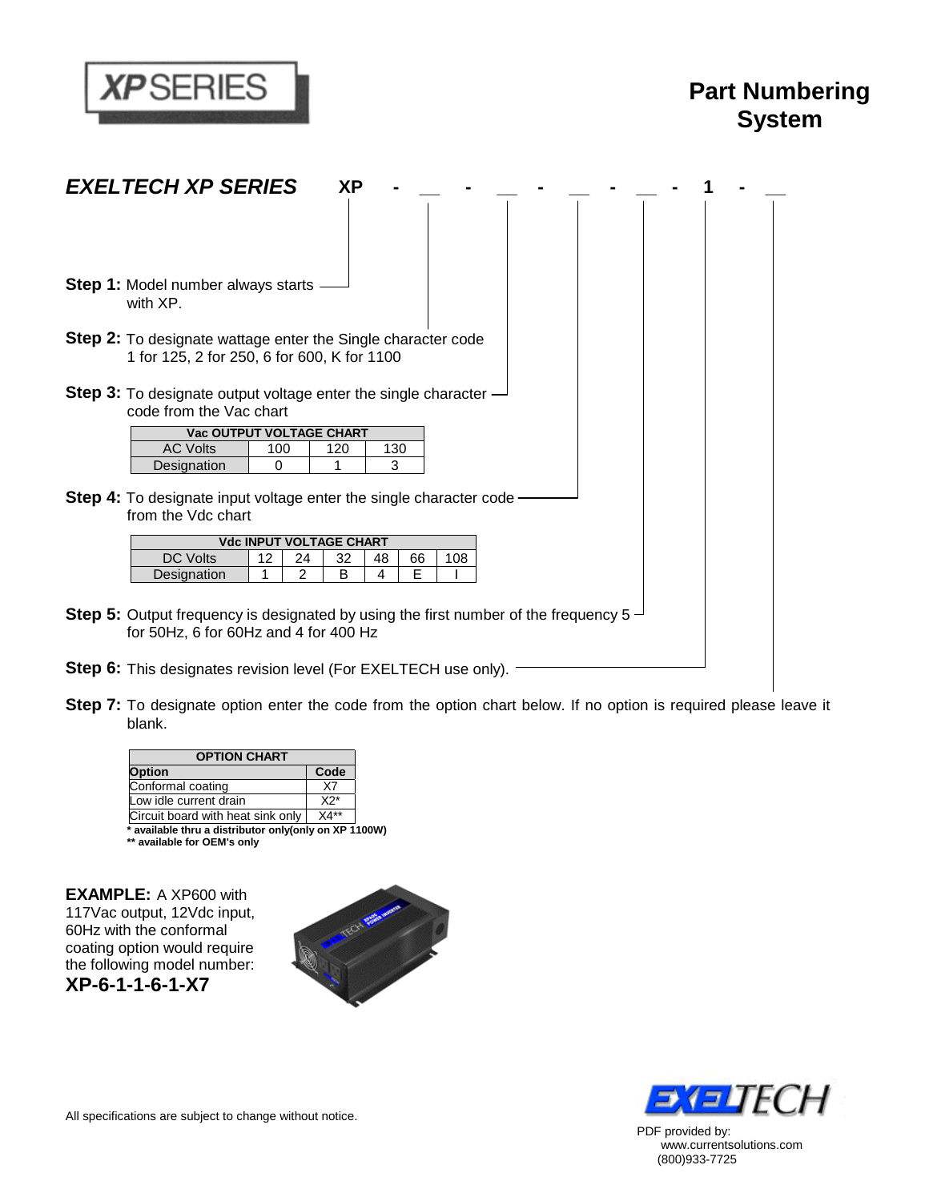# XP SERIES

## Part Numbering System

### EXELTECH XP SERIES    XP - __ - __ - __ - __ - 1 - __

**Step 1:** Model number always starts with XP.

**Step 2:** To designate wattage enter the Single character code 1 for 125, 2 for 250, 6 for 600, K for 1100

**Step 3:** To designate output voltage enter the single character code from the Vac chart

| Vac OUTPUT VOLTAGE CHART | | | |
|---|---|---|---|
| AC Volts | 100 | 120 | 130 |
| Designation | 0 | 1 | 3 |

**Step 4:** To designate input voltage enter the single character code from the Vdc chart

| Vdc INPUT VOLTAGE CHART | | | | | | |
|---|---|---|---|---|---|---|
| DC Volts | 12 | 24 | 32 | 48 | 66 | 108 |
| Designation | 1 | 2 | B | 4 | E | I |

**Step 5:** Output frequency is designated by using the first number of the frequency 5 for 50Hz, 6 for 60Hz and 4 for 400 Hz

**Step 6:** This designates revision level (For EXELTECH use only).

**Step 7:** To designate option enter the code from the option chart below. If no option is required please leave it blank.

| OPTION CHART | |
|---|---|
| **Option** | **Code** |
| Conformal coating | X7 |
| Low idle current drain | X2* |
| Circuit board with heat sink only | X4** |

**\* available thru a distributor only(only on XP 1100W)**
**\*\* available for OEM's only**

**EXAMPLE:** A XP600 with 117Vac output, 12Vdc input, 60Hz with the conformal coating option would require the following model number:
**XP-6-1-1-6-1-X7**

All specifications are subject to change without notice.

EXELTECH

PDF provided by:
www.currentsolutions.com
(800)933-7725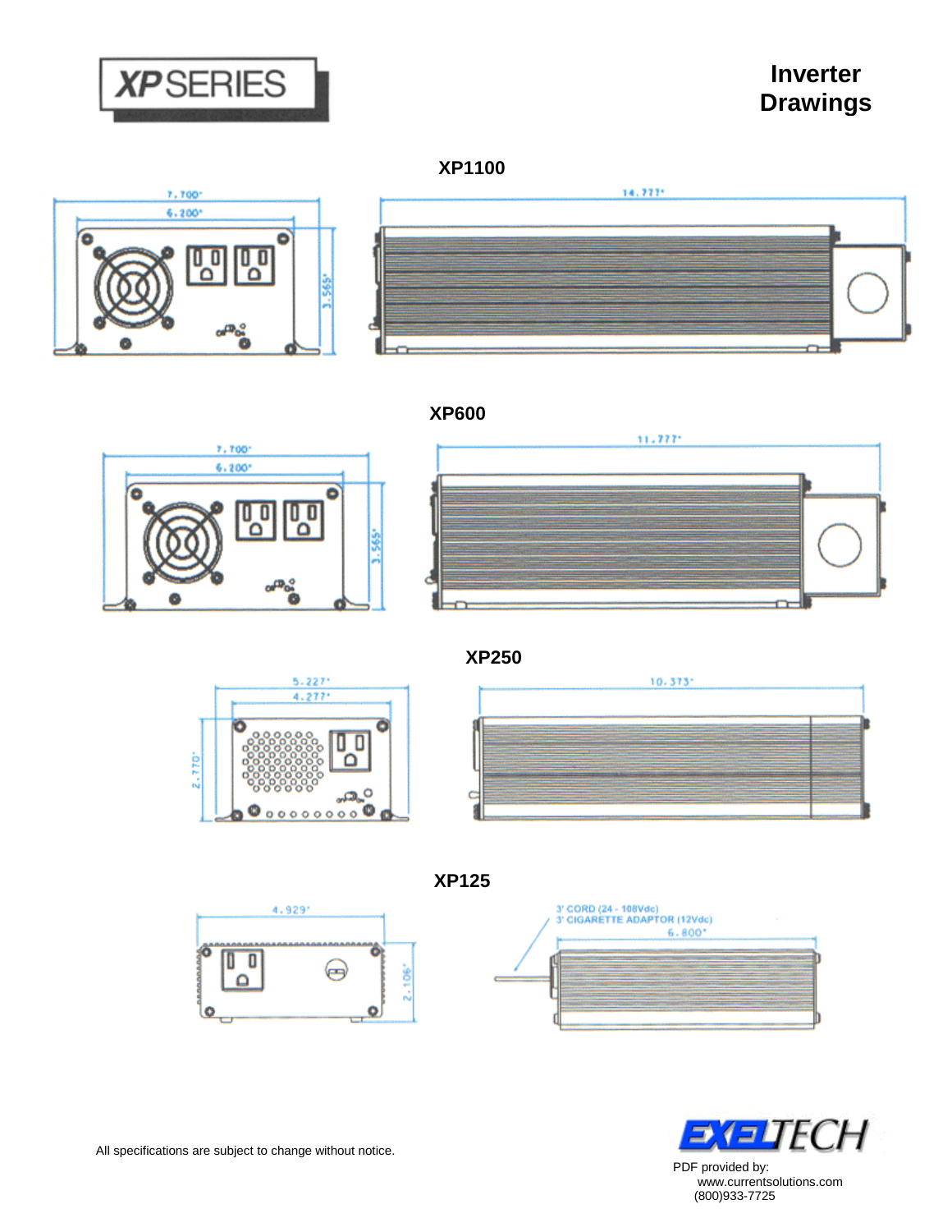# XP SERIES

## Inverter Drawings

### XP1100

7.700"
6.200"
3.565"
14.777"

### XP600

7.700"
6.200"
3.565"
11.777"

### XP250

5.227"
4.277"
2.770"
10.373"

### XP125

4.929"
2.106"
3' CORD (24 - 108Vdc)
3' CIGARETTE ADAPTOR (12Vdc)
6.800"

All specifications are subject to change without notice.

EXELTECH

PDF provided by:
www.currentsolutions.com
(800)933-7725